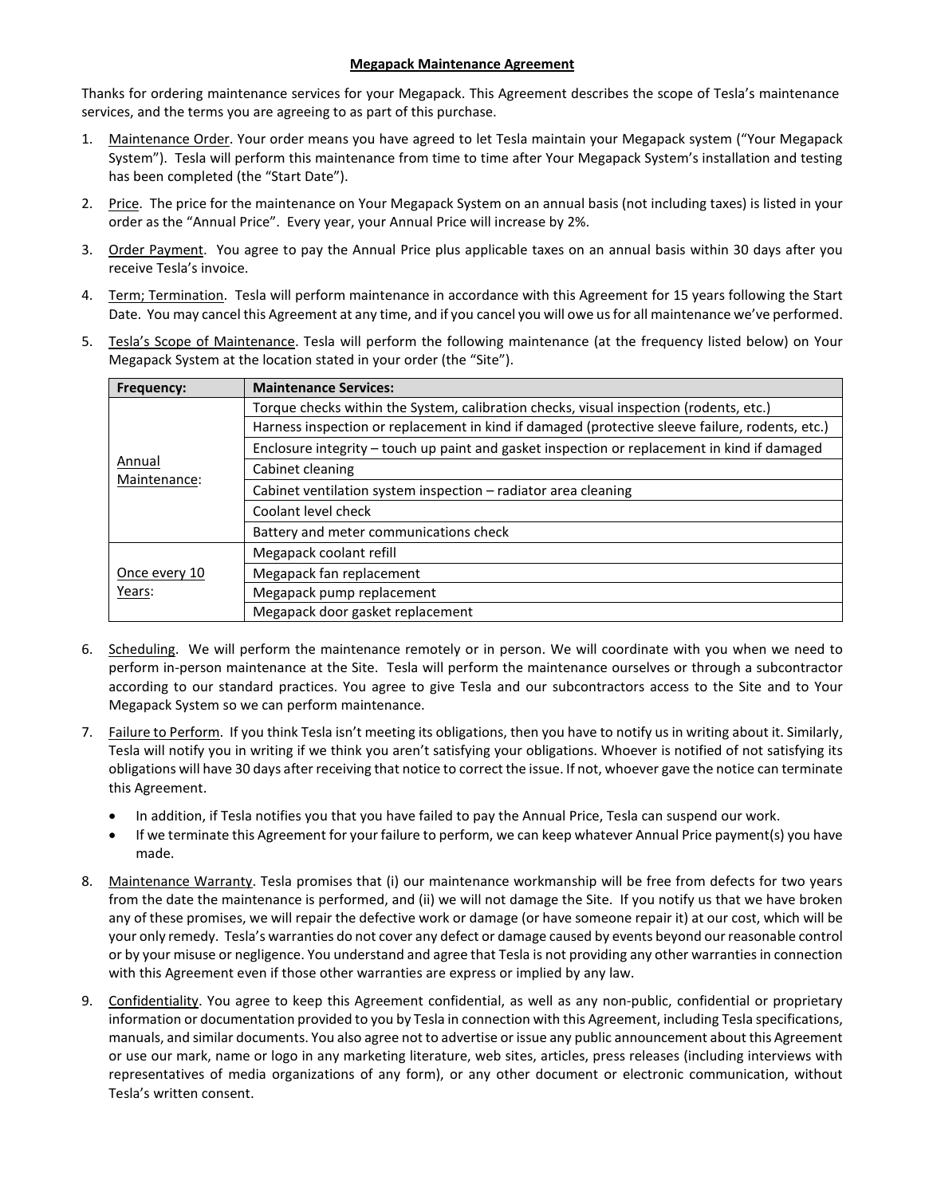# Megapack Maintenance Agreement

Thanks for ordering maintenance services for your Megapack. This Agreement describes the scope of Tesla's maintenance services, and the terms you are agreeing to as part of this purchase.

1. <u>Maintenance Order</u>. Your order means you have agreed to let Tesla maintain your Megapack system ("Your Megapack System"). Tesla will perform this maintenance from time to time after Your Megapack System's installation and testing has been completed (the "Start Date").

2. <u>Price</u>. The price for the maintenance on Your Megapack System on an annual basis (not including taxes) is listed in your order as the "Annual Price". Every year, your Annual Price will increase by 2%.

3. <u>Order Payment</u>. You agree to pay the Annual Price plus applicable taxes on an annual basis within 30 days after you receive Tesla's invoice.

4. <u>Term; Termination</u>. Tesla will perform maintenance in accordance with this Agreement for 15 years following the Start Date. You may cancel this Agreement at any time, and if you cancel you will owe us for all maintenance we've performed.

5. <u>Tesla's Scope of Maintenance</u>. Tesla will perform the following maintenance (at the frequency listed below) on Your Megapack System at the location stated in your order (the "Site").

| Frequency: | Maintenance Services: |
|---|---|
| <u>Annual Maintenance</u>: | Torque checks within the System, calibration checks, visual inspection (rodents, etc.) |
| | Harness inspection or replacement in kind if damaged (protective sleeve failure, rodents, etc.) |
| | Enclosure integrity – touch up paint and gasket inspection or replacement in kind if damaged |
| | Cabinet cleaning |
| | Cabinet ventilation system inspection – radiator area cleaning |
| | Coolant level check |
| | Battery and meter communications check |
| <u>Once every 10 Years</u>: | Megapack coolant refill |
| | Megapack fan replacement |
| | Megapack pump replacement |
| | Megapack door gasket replacement |

6. <u>Scheduling</u>. We will perform the maintenance remotely or in person. We will coordinate with you when we need to perform in-person maintenance at the Site. Tesla will perform the maintenance ourselves or through a subcontractor according to our standard practices. You agree to give Tesla and our subcontractors access to the Site and to Your Megapack System so we can perform maintenance.

7. <u>Failure to Perform</u>. If you think Tesla isn't meeting its obligations, then you have to notify us in writing about it. Similarly, Tesla will notify you in writing if we think you aren't satisfying your obligations. Whoever is notified of not satisfying its obligations will have 30 days after receiving that notice to correct the issue. If not, whoever gave the notice can terminate this Agreement.
   - In addition, if Tesla notifies you that you have failed to pay the Annual Price, Tesla can suspend our work.
   - If we terminate this Agreement for your failure to perform, we can keep whatever Annual Price payment(s) you have made.

8. <u>Maintenance Warranty</u>. Tesla promises that (i) our maintenance workmanship will be free from defects for two years from the date the maintenance is performed, and (ii) we will not damage the Site. If you notify us that we have broken any of these promises, we will repair the defective work or damage (or have someone repair it) at our cost, which will be your only remedy. Tesla's warranties do not cover any defect or damage caused by events beyond our reasonable control or by your misuse or negligence. You understand and agree that Tesla is not providing any other warranties in connection with this Agreement even if those other warranties are express or implied by any law.

9. <u>Confidentiality</u>. You agree to keep this Agreement confidential, as well as any non-public, confidential or proprietary information or documentation provided to you by Tesla in connection with this Agreement, including Tesla specifications, manuals, and similar documents. You also agree not to advertise or issue any public announcement about this Agreement or use our mark, name or logo in any marketing literature, web sites, articles, press releases (including interviews with representatives of media organizations of any form), or any other document or electronic communication, without Tesla's written consent.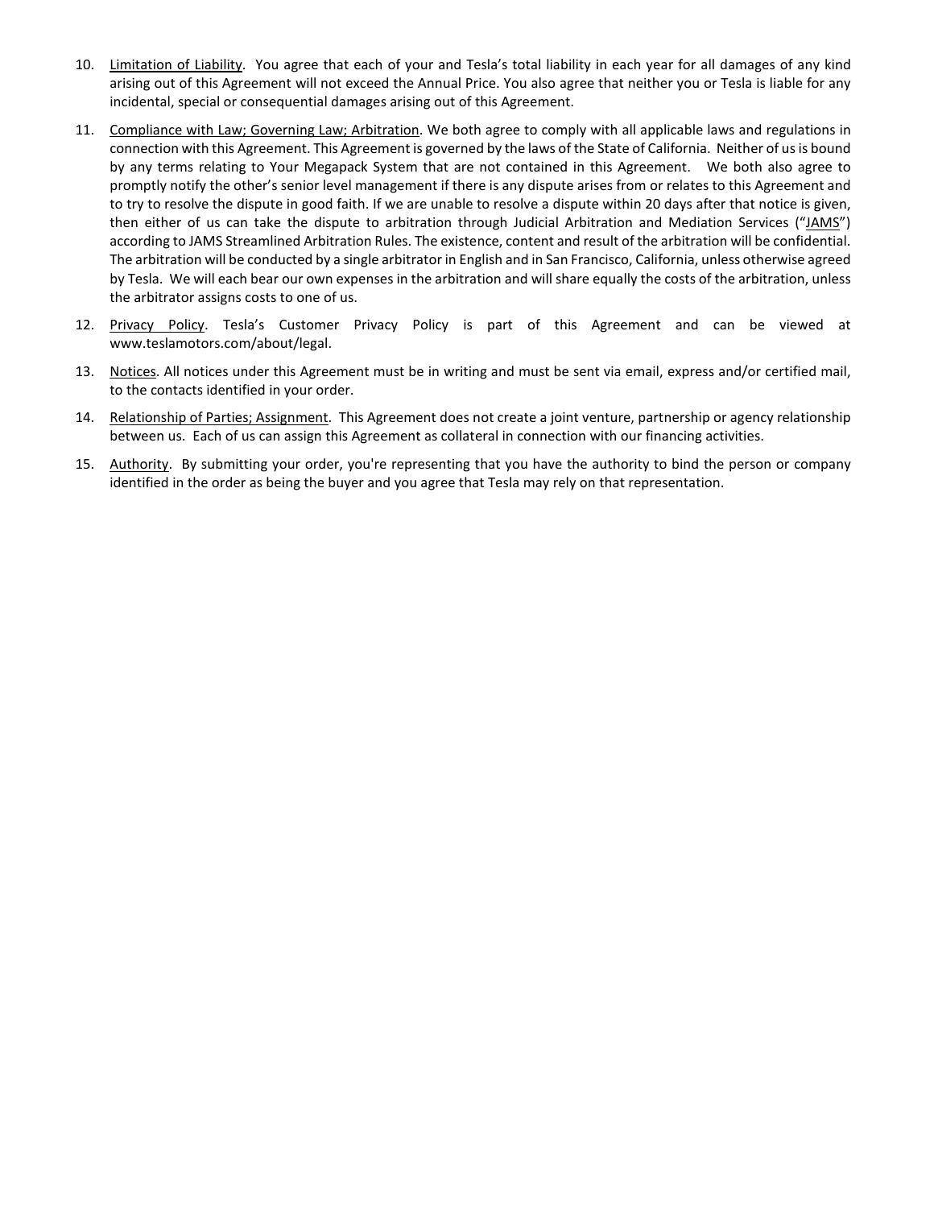10. Limitation of Liability. You agree that each of your and Tesla's total liability in each year for all damages of any kind arising out of this Agreement will not exceed the Annual Price. You also agree that neither you or Tesla is liable for any incidental, special or consequential damages arising out of this Agreement.

11. Compliance with Law; Governing Law; Arbitration. We both agree to comply with all applicable laws and regulations in connection with this Agreement. This Agreement is governed by the laws of the State of California. Neither of us is bound by any terms relating to Your Megapack System that are not contained in this Agreement. We both also agree to promptly notify the other's senior level management if there is any dispute arises from or relates to this Agreement and to try to resolve the dispute in good faith. If we are unable to resolve a dispute within 20 days after that notice is given, then either of us can take the dispute to arbitration through Judicial Arbitration and Mediation Services ("JAMS") according to JAMS Streamlined Arbitration Rules. The existence, content and result of the arbitration will be confidential. The arbitration will be conducted by a single arbitrator in English and in San Francisco, California, unless otherwise agreed by Tesla. We will each bear our own expenses in the arbitration and will share equally the costs of the arbitration, unless the arbitrator assigns costs to one of us.

12. Privacy Policy. Tesla's Customer Privacy Policy is part of this Agreement and can be viewed at www.teslamotors.com/about/legal.

13. Notices. All notices under this Agreement must be in writing and must be sent via email, express and/or certified mail, to the contacts identified in your order.

14. Relationship of Parties; Assignment. This Agreement does not create a joint venture, partnership or agency relationship between us. Each of us can assign this Agreement as collateral in connection with our financing activities.

15. Authority. By submitting your order, you're representing that you have the authority to bind the person or company identified in the order as being the buyer and you agree that Tesla may rely on that representation.